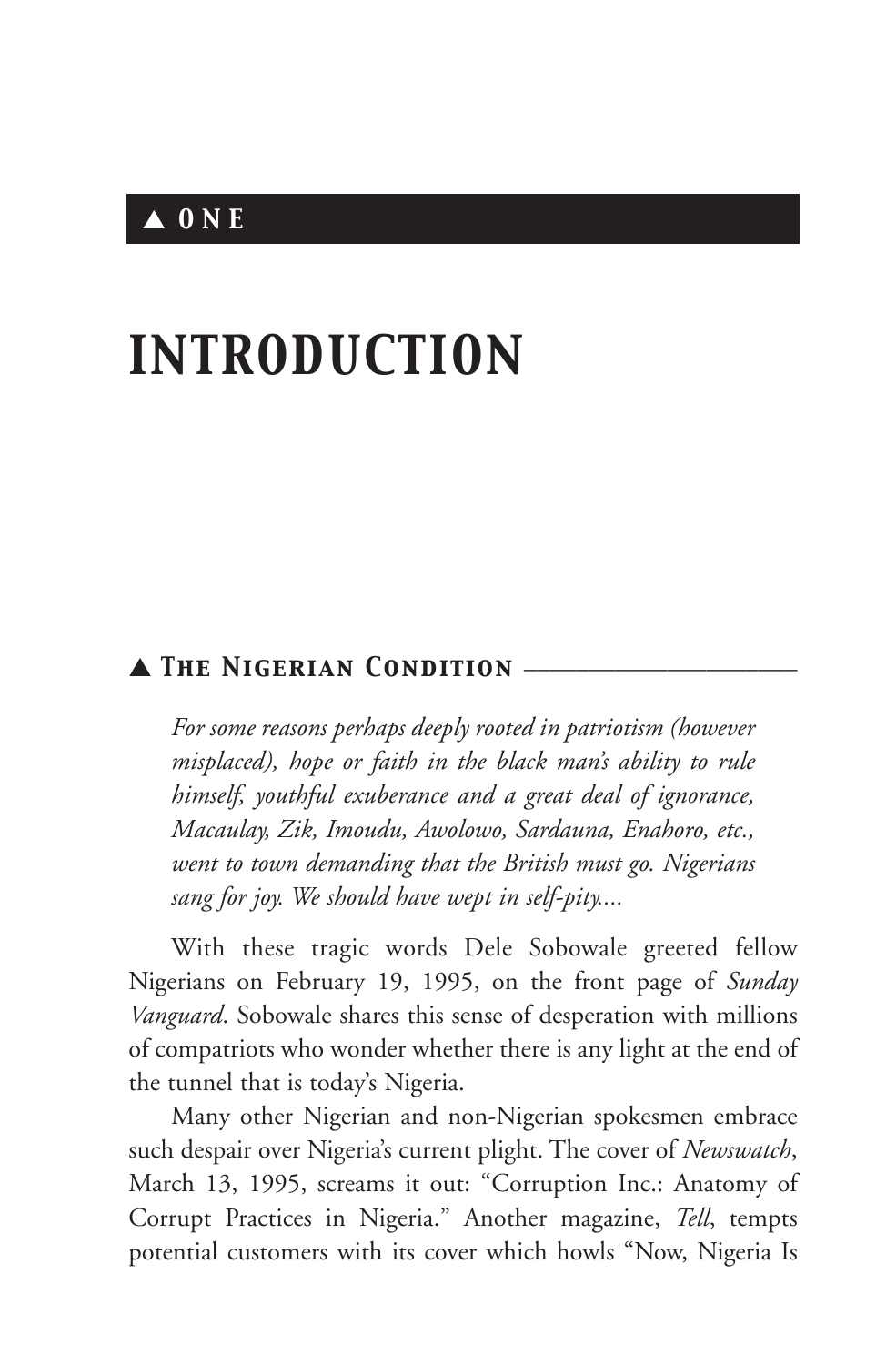# ▲ ONE

# INTRODUCTION

## ▲ The Nigerian Condition

> *For some reasons perhaps deeply rooted in patriotism (however misplaced), hope or faith in the black man's ability to rule himself, youthful exuberance and a great deal of ignorance, Macaulay, Zik, Imoudu, Awolowo, Sardauna, Enahoro, etc., went to town demanding that the British must go. Nigerians sang for joy. We should have wept in self-pity....*

With these tragic words Dele Sobowale greeted fellow Nigerians on February 19, 1995, on the front page of *Sunday Vanguard*. Sobowale shares this sense of desperation with millions of compatriots who wonder whether there is any light at the end of the tunnel that is today's Nigeria.

Many other Nigerian and non-Nigerian spokesmen embrace such despair over Nigeria's current plight. The cover of *Newswatch*, March 13, 1995, screams it out: "Corruption Inc.: Anatomy of Corrupt Practices in Nigeria." Another magazine, *Tell*, tempts potential customers with its cover which howls "Now, Nigeria Is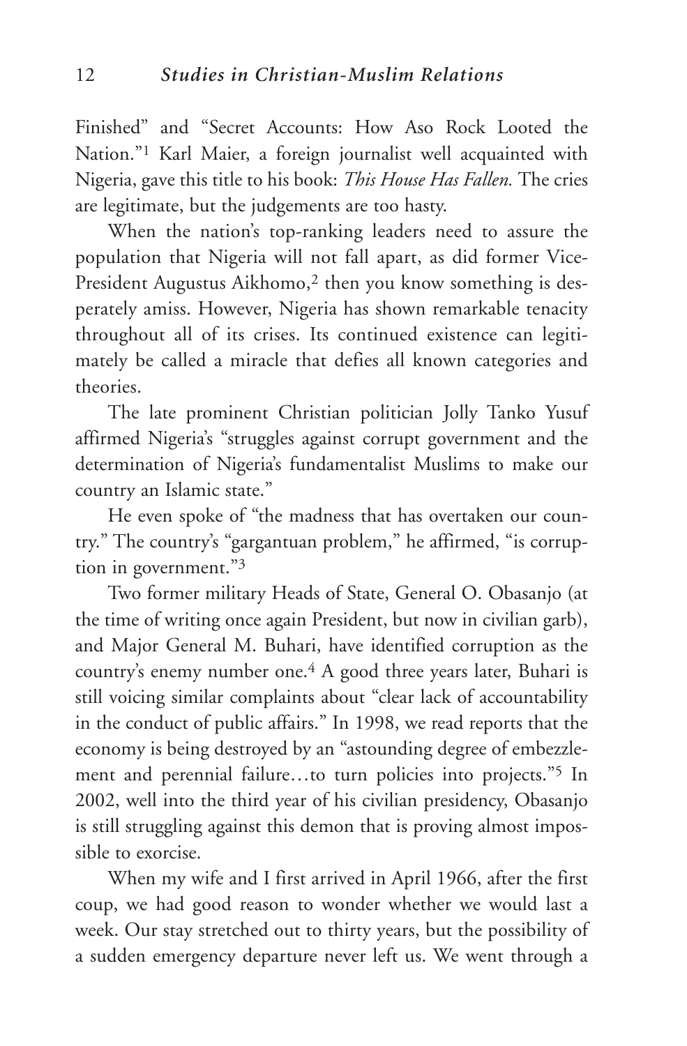Finished" and "Secret Accounts: How Aso Rock Looted the Nation."[1] Karl Maier, a foreign journalist well acquainted with Nigeria, gave this title to his book: *This House Has Fallen.* The cries are legitimate, but the judgements are too hasty.

When the nation's top-ranking leaders need to assure the population that Nigeria will not fall apart, as did former Vice-President Augustus Aikhomo,[2] then you know something is desperately amiss. However, Nigeria has shown remarkable tenacity throughout all of its crises. Its continued existence can legitimately be called a miracle that defies all known categories and theories.

The late prominent Christian politician Jolly Tanko Yusuf affirmed Nigeria's "struggles against corrupt government and the determination of Nigeria's fundamentalist Muslims to make our country an Islamic state."

He even spoke of "the madness that has overtaken our country." The country's "gargantuan problem," he affirmed, "is corruption in government."[3]

Two former military Heads of State, General O. Obasanjo (at the time of writing once again President, but now in civilian garb), and Major General M. Buhari, have identified corruption as the country's enemy number one.[4] A good three years later, Buhari is still voicing similar complaints about "clear lack of accountability in the conduct of public affairs." In 1998, we read reports that the economy is being destroyed by an "astounding degree of embezzlement and perennial failure…to turn policies into projects."[5] In 2002, well into the third year of his civilian presidency, Obasanjo is still struggling against this demon that is proving almost impossible to exorcise.

When my wife and I first arrived in April 1966, after the first coup, we had good reason to wonder whether we would last a week. Our stay stretched out to thirty years, but the possibility of a sudden emergency departure never left us. We went through a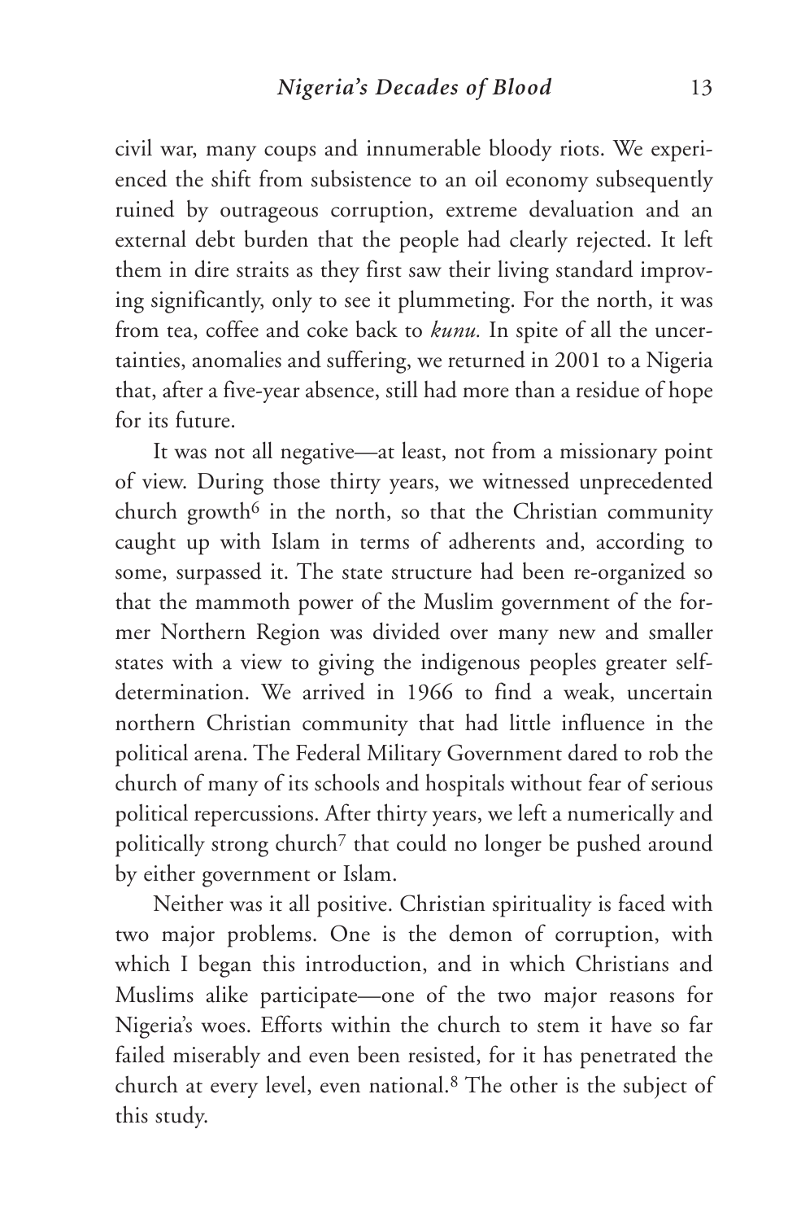civil war, many coups and innumerable bloody riots. We experienced the shift from subsistence to an oil economy subsequently ruined by outrageous corruption, extreme devaluation and an external debt burden that the people had clearly rejected. It left them in dire straits as they first saw their living standard improving significantly, only to see it plummeting. For the north, it was from tea, coffee and coke back to *kunu.* In spite of all the uncertainties, anomalies and suffering, we returned in 2001 to a Nigeria that, after a five-year absence, still had more than a residue of hope for its future.

It was not all negative—at least, not from a missionary point of view. During those thirty years, we witnessed unprecedented church growth[6] in the north, so that the Christian community caught up with Islam in terms of adherents and, according to some, surpassed it. The state structure had been re-organized so that the mammoth power of the Muslim government of the former Northern Region was divided over many new and smaller states with a view to giving the indigenous peoples greater self-determination. We arrived in 1966 to find a weak, uncertain northern Christian community that had little influence in the political arena. The Federal Military Government dared to rob the church of many of its schools and hospitals without fear of serious political repercussions. After thirty years, we left a numerically and politically strong church[7] that could no longer be pushed around by either government or Islam.

Neither was it all positive. Christian spirituality is faced with two major problems. One is the demon of corruption, with which I began this introduction, and in which Christians and Muslims alike participate—one of the two major reasons for Nigeria's woes. Efforts within the church to stem it have so far failed miserably and even been resisted, for it has penetrated the church at every level, even national.[8] The other is the subject of this study.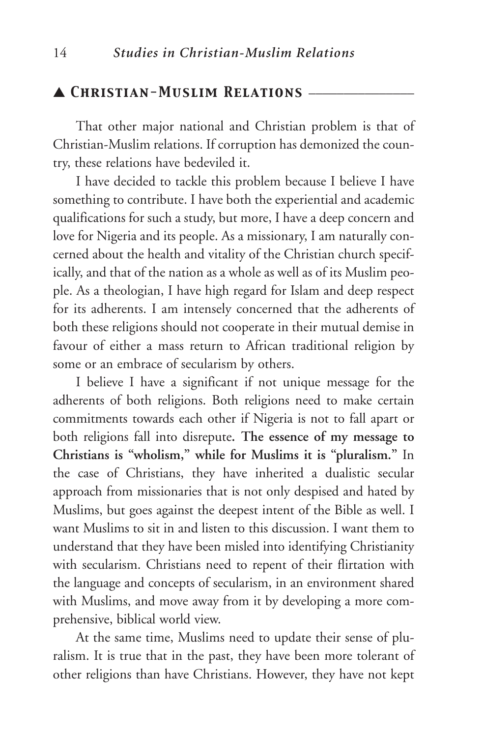## ▲ Christian-Muslim Relations

That other major national and Christian problem is that of Christian-Muslim relations. If corruption has demonized the country, these relations have bedeviled it.

I have decided to tackle this problem because I believe I have something to contribute. I have both the experiential and academic qualifications for such a study, but more, I have a deep concern and love for Nigeria and its people. As a missionary, I am naturally concerned about the health and vitality of the Christian church specifically, and that of the nation as a whole as well as of its Muslim people. As a theologian, I have high regard for Islam and deep respect for its adherents. I am intensely concerned that the adherents of both these religions should not cooperate in their mutual demise in favour of either a mass return to African traditional religion by some or an embrace of secularism by others.

I believe I have a significant if not unique message for the adherents of both religions. Both religions need to make certain commitments towards each other if Nigeria is not to fall apart or both religions fall into disrepute**. The essence of my message to Christians is "wholism," while for Muslims it is "pluralism."** In the case of Christians, they have inherited a dualistic secular approach from missionaries that is not only despised and hated by Muslims, but goes against the deepest intent of the Bible as well. I want Muslims to sit in and listen to this discussion. I want them to understand that they have been misled into identifying Christianity with secularism. Christians need to repent of their flirtation with the language and concepts of secularism, in an environment shared with Muslims, and move away from it by developing a more comprehensive, biblical world view.

At the same time, Muslims need to update their sense of pluralism. It is true that in the past, they have been more tolerant of other religions than have Christians. However, they have not kept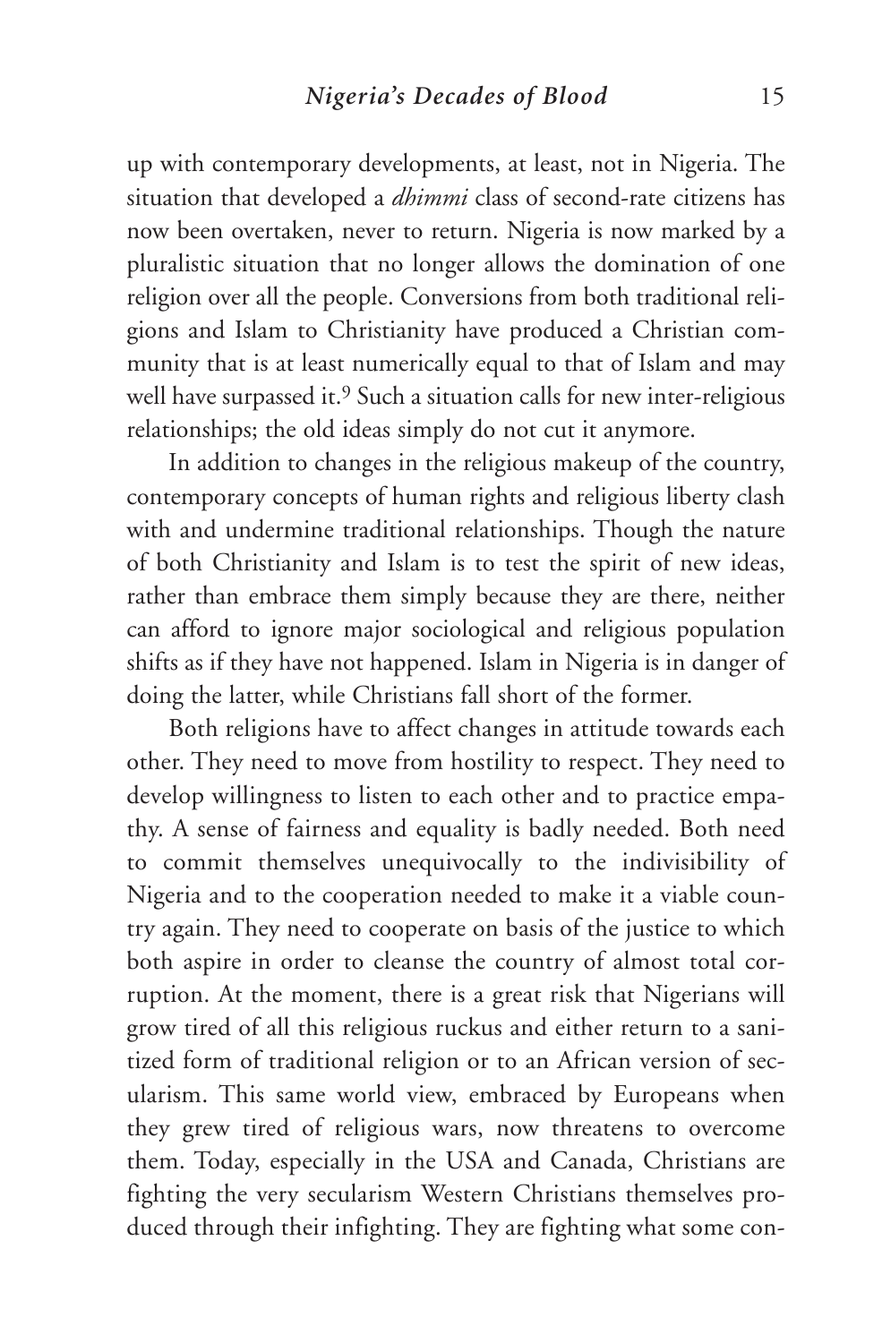up with contemporary developments, at least, not in Nigeria. The situation that developed a *dhimmi* class of second-rate citizens has now been overtaken, never to return. Nigeria is now marked by a pluralistic situation that no longer allows the domination of one religion over all the people. Conversions from both traditional religions and Islam to Christianity have produced a Christian community that is at least numerically equal to that of Islam and may well have surpassed it.[9] Such a situation calls for new inter-religious relationships; the old ideas simply do not cut it anymore.

In addition to changes in the religious makeup of the country, contemporary concepts of human rights and religious liberty clash with and undermine traditional relationships. Though the nature of both Christianity and Islam is to test the spirit of new ideas, rather than embrace them simply because they are there, neither can afford to ignore major sociological and religious population shifts as if they have not happened. Islam in Nigeria is in danger of doing the latter, while Christians fall short of the former.

Both religions have to affect changes in attitude towards each other. They need to move from hostility to respect. They need to develop willingness to listen to each other and to practice empathy. A sense of fairness and equality is badly needed. Both need to commit themselves unequivocally to the indivisibility of Nigeria and to the cooperation needed to make it a viable country again. They need to cooperate on basis of the justice to which both aspire in order to cleanse the country of almost total corruption. At the moment, there is a great risk that Nigerians will grow tired of all this religious ruckus and either return to a sanitized form of traditional religion or to an African version of secularism. This same world view, embraced by Europeans when they grew tired of religious wars, now threatens to overcome them. Today, especially in the USA and Canada, Christians are fighting the very secularism Western Christians themselves produced through their infighting. They are fighting what some con-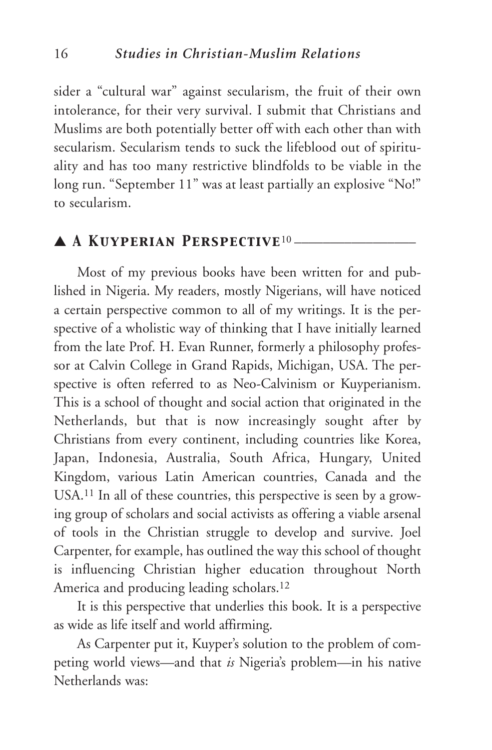sider a "cultural war" against secularism, the fruit of their own intolerance, for their very survival. I submit that Christians and Muslims are both potentially better off with each other than with secularism. Secularism tends to suck the lifeblood out of spirituality and has too many restrictive blindfolds to be viable in the long run. "September 11" was at least partially an explosive "No!" to secularism.

## ▲ A Kuyperian Perspective[10]

Most of my previous books have been written for and published in Nigeria. My readers, mostly Nigerians, will have noticed a certain perspective common to all of my writings. It is the perspective of a wholistic way of thinking that I have initially learned from the late Prof. H. Evan Runner, formerly a philosophy professor at Calvin College in Grand Rapids, Michigan, USA. The perspective is often referred to as Neo-Calvinism or Kuyperianism. This is a school of thought and social action that originated in the Netherlands, but that is now increasingly sought after by Christians from every continent, including countries like Korea, Japan, Indonesia, Australia, South Africa, Hungary, United Kingdom, various Latin American countries, Canada and the USA.[11] In all of these countries, this perspective is seen by a growing group of scholars and social activists as offering a viable arsenal of tools in the Christian struggle to develop and survive. Joel Carpenter, for example, has outlined the way this school of thought is influencing Christian higher education throughout North America and producing leading scholars.[12]

It is this perspective that underlies this book. It is a perspective as wide as life itself and world affirming.

As Carpenter put it, Kuyper's solution to the problem of competing world views—and that *is* Nigeria's problem—in his native Netherlands was: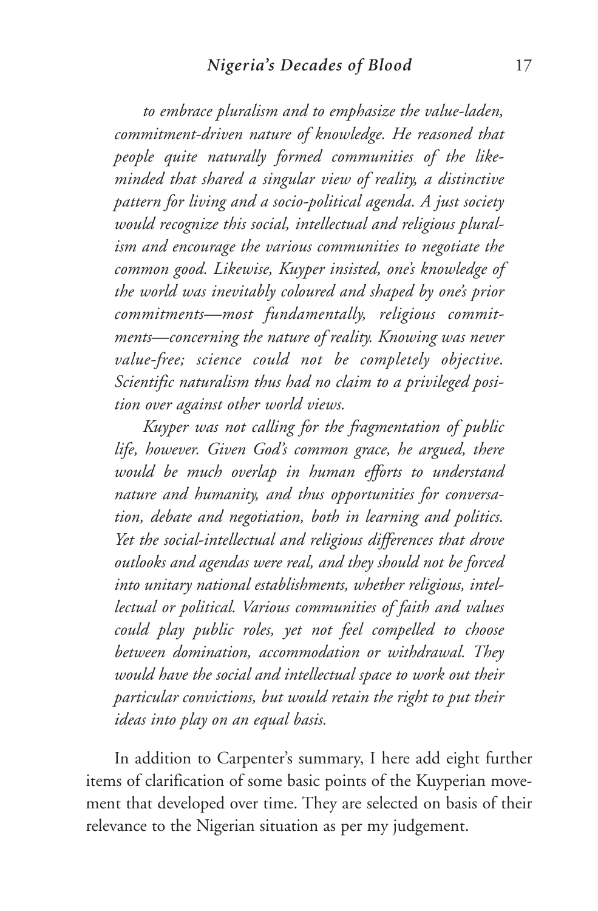*to embrace pluralism and to emphasize the value-laden, commitment-driven nature of knowledge. He reasoned that people quite naturally formed communities of the like-minded that shared a singular view of reality, a distinctive pattern for living and a socio-political agenda. A just society would recognize this social, intellectual and religious pluralism and encourage the various communities to negotiate the common good. Likewise, Kuyper insisted, one's knowledge of the world was inevitably coloured and shaped by one's prior commitments—most fundamentally, religious commitments—concerning the nature of reality. Knowing was never value-free; science could not be completely objective. Scientific naturalism thus had no claim to a privileged position over against other world views.*

*Kuyper was not calling for the fragmentation of public life, however. Given God's common grace, he argued, there would be much overlap in human efforts to understand nature and humanity, and thus opportunities for conversation, debate and negotiation, both in learning and politics. Yet the social-intellectual and religious differences that drove outlooks and agendas were real, and they should not be forced into unitary national establishments, whether religious, intellectual or political. Various communities of faith and values could play public roles, yet not feel compelled to choose between domination, accommodation or withdrawal. They would have the social and intellectual space to work out their particular convictions, but would retain the right to put their ideas into play on an equal basis.*

In addition to Carpenter's summary, I here add eight further items of clarification of some basic points of the Kuyperian movement that developed over time. They are selected on basis of their relevance to the Nigerian situation as per my judgement.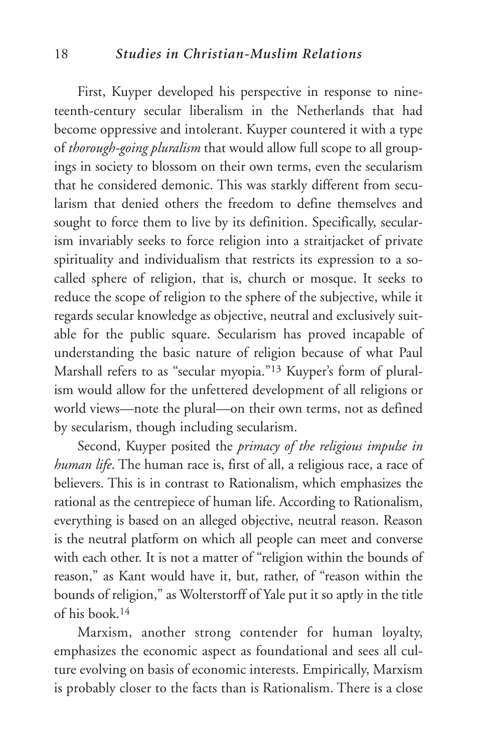First, Kuyper developed his perspective in response to nineteenth-century secular liberalism in the Netherlands that had become oppressive and intolerant. Kuyper countered it with a type of *thorough-going pluralism* that would allow full scope to all groupings in society to blossom on their own terms, even the secularism that he considered demonic. This was starkly different from secularism that denied others the freedom to define themselves and sought to force them to live by its definition. Specifically, secularism invariably seeks to force religion into a straitjacket of private spirituality and individualism that restricts its expression to a so-called sphere of religion, that is, church or mosque. It seeks to reduce the scope of religion to the sphere of the subjective, while it regards secular knowledge as objective, neutral and exclusively suitable for the public square. Secularism has proved incapable of understanding the basic nature of religion because of what Paul Marshall refers to as "secular myopia."[13] Kuyper's form of pluralism would allow for the unfettered development of all religions or world views—note the plural—on their own terms, not as defined by secularism, though including secularism.

Second, Kuyper posited the *primacy of the religious impulse in human life*. The human race is, first of all, a religious race, a race of believers. This is in contrast to Rationalism, which emphasizes the rational as the centrepiece of human life. According to Rationalism, everything is based on an alleged objective, neutral reason. Reason is the neutral platform on which all people can meet and converse with each other. It is not a matter of "religion within the bounds of reason," as Kant would have it, but, rather, of "reason within the bounds of religion," as Wolterstorff of Yale put it so aptly in the title of his book.[14]

Marxism, another strong contender for human loyalty, emphasizes the economic aspect as foundational and sees all culture evolving on basis of economic interests. Empirically, Marxism is probably closer to the facts than is Rationalism. There is a close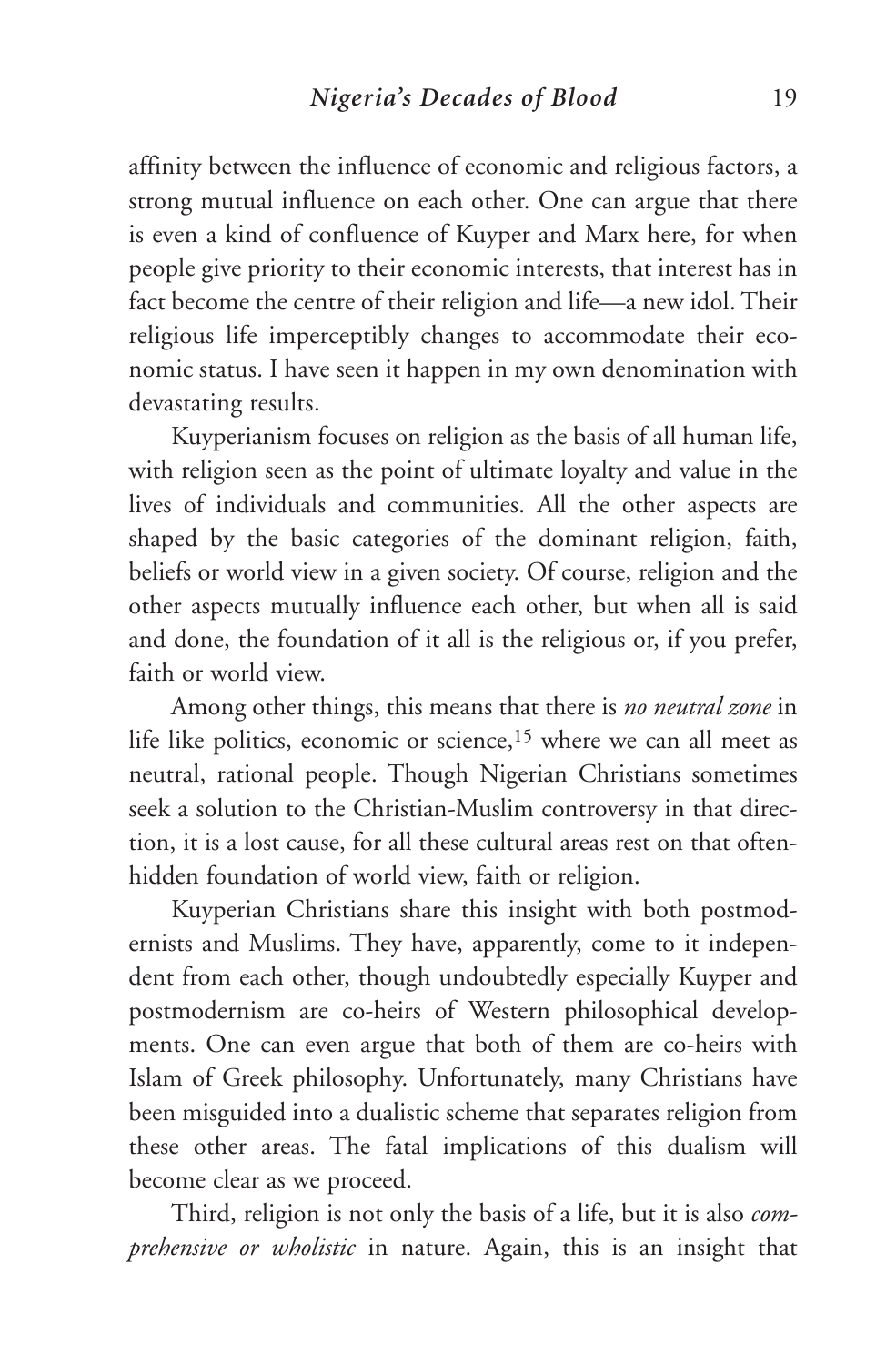affinity between the influence of economic and religious factors, a strong mutual influence on each other. One can argue that there is even a kind of confluence of Kuyper and Marx here, for when people give priority to their economic interests, that interest has in fact become the centre of their religion and life—a new idol. Their religious life imperceptibly changes to accommodate their economic status. I have seen it happen in my own denomination with devastating results.

Kuyperianism focuses on religion as the basis of all human life, with religion seen as the point of ultimate loyalty and value in the lives of individuals and communities. All the other aspects are shaped by the basic categories of the dominant religion, faith, beliefs or world view in a given society. Of course, religion and the other aspects mutually influence each other, but when all is said and done, the foundation of it all is the religious or, if you prefer, faith or world view.

Among other things, this means that there is *no neutral zone* in life like politics, economic or science,[15] where we can all meet as neutral, rational people. Though Nigerian Christians sometimes seek a solution to the Christian-Muslim controversy in that direction, it is a lost cause, for all these cultural areas rest on that often-hidden foundation of world view, faith or religion.

Kuyperian Christians share this insight with both postmodernists and Muslims. They have, apparently, come to it independent from each other, though undoubtedly especially Kuyper and postmodernism are co-heirs of Western philosophical developments. One can even argue that both of them are co-heirs with Islam of Greek philosophy. Unfortunately, many Christians have been misguided into a dualistic scheme that separates religion from these other areas. The fatal implications of this dualism will become clear as we proceed.

Third, religion is not only the basis of a life, but it is also *comprehensive or wholistic* in nature. Again, this is an insight that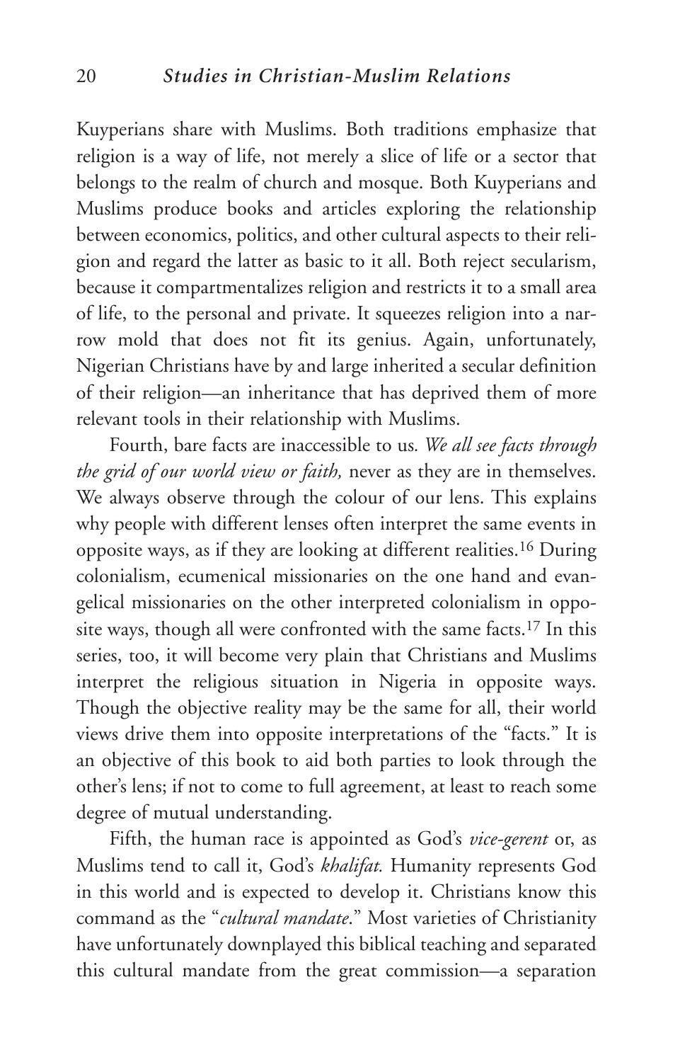Kuyperians share with Muslims. Both traditions emphasize that religion is a way of life, not merely a slice of life or a sector that belongs to the realm of church and mosque. Both Kuyperians and Muslims produce books and articles exploring the relationship between economics, politics, and other cultural aspects to their religion and regard the latter as basic to it all. Both reject secularism, because it compartmentalizes religion and restricts it to a small area of life, to the personal and private. It squeezes religion into a narrow mold that does not fit its genius. Again, unfortunately, Nigerian Christians have by and large inherited a secular definition of their religion—an inheritance that has deprived them of more relevant tools in their relationship with Muslims.

Fourth, bare facts are inaccessible to us. *We all see facts through the grid of our world view or faith,* never as they are in themselves. We always observe through the colour of our lens. This explains why people with different lenses often interpret the same events in opposite ways, as if they are looking at different realities.[16] During colonialism, ecumenical missionaries on the one hand and evangelical missionaries on the other interpreted colonialism in opposite ways, though all were confronted with the same facts.[17] In this series, too, it will become very plain that Christians and Muslims interpret the religious situation in Nigeria in opposite ways. Though the objective reality may be the same for all, their world views drive them into opposite interpretations of the "facts." It is an objective of this book to aid both parties to look through the other's lens; if not to come to full agreement, at least to reach some degree of mutual understanding.

Fifth, the human race is appointed as God's *vice-gerent* or, as Muslims tend to call it, God's *khalifat.* Humanity represents God in this world and is expected to develop it. Christians know this command as the "*cultural mandate*." Most varieties of Christianity have unfortunately downplayed this biblical teaching and separated this cultural mandate from the great commission—a separation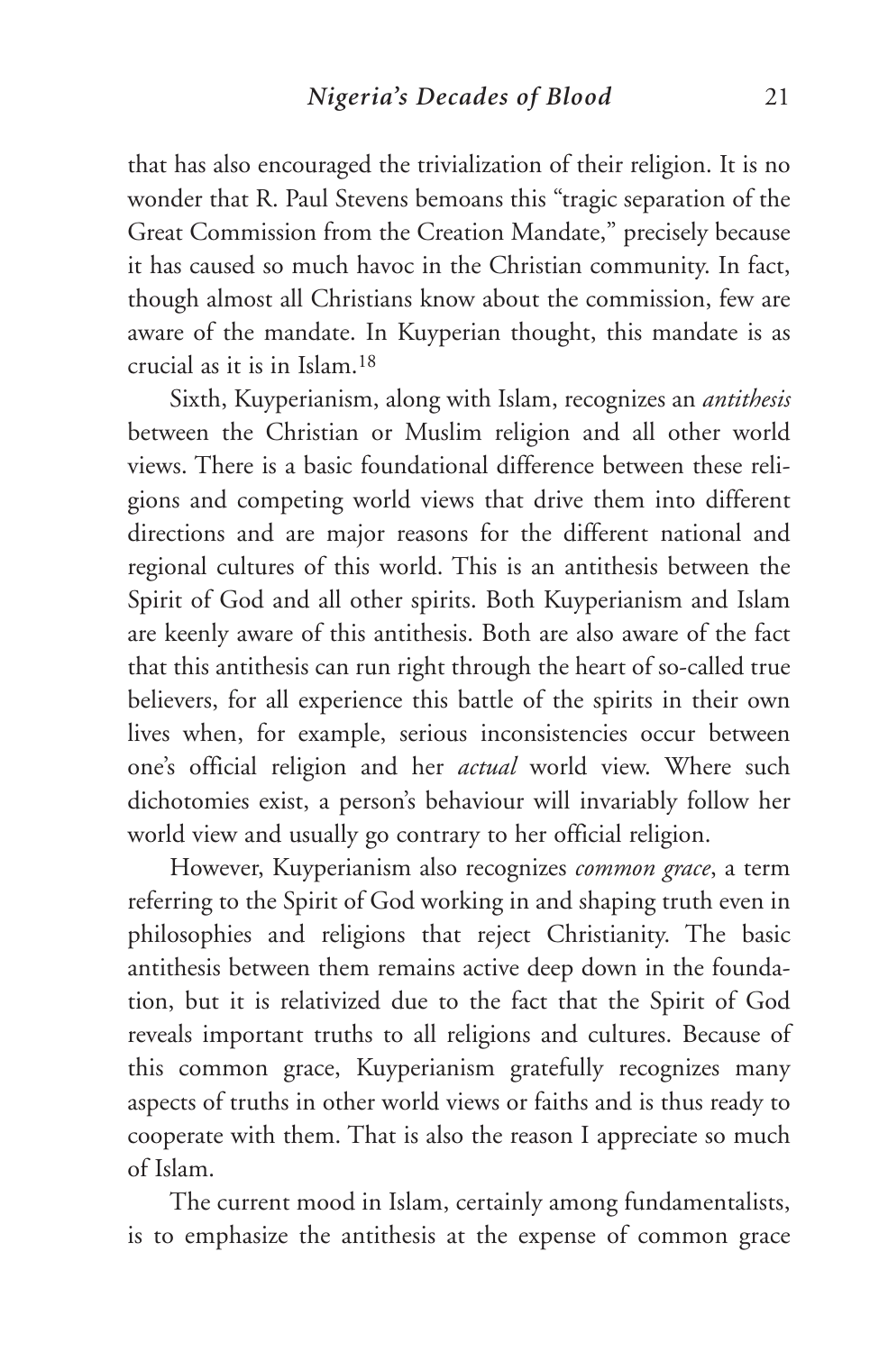that has also encouraged the trivialization of their religion. It is no wonder that R. Paul Stevens bemoans this "tragic separation of the Great Commission from the Creation Mandate," precisely because it has caused so much havoc in the Christian community. In fact, though almost all Christians know about the commission, few are aware of the mandate. In Kuyperian thought, this mandate is as crucial as it is in Islam.[18]

Sixth, Kuyperianism, along with Islam, recognizes an *antithesis* between the Christian or Muslim religion and all other world views. There is a basic foundational difference between these religions and competing world views that drive them into different directions and are major reasons for the different national and regional cultures of this world. This is an antithesis between the Spirit of God and all other spirits. Both Kuyperianism and Islam are keenly aware of this antithesis. Both are also aware of the fact that this antithesis can run right through the heart of so-called true believers, for all experience this battle of the spirits in their own lives when, for example, serious inconsistencies occur between one's official religion and her *actual* world view. Where such dichotomies exist, a person's behaviour will invariably follow her world view and usually go contrary to her official religion.

However, Kuyperianism also recognizes *common grace*, a term referring to the Spirit of God working in and shaping truth even in philosophies and religions that reject Christianity. The basic antithesis between them remains active deep down in the foundation, but it is relativized due to the fact that the Spirit of God reveals important truths to all religions and cultures. Because of this common grace, Kuyperianism gratefully recognizes many aspects of truths in other world views or faiths and is thus ready to cooperate with them. That is also the reason I appreciate so much of Islam.

The current mood in Islam, certainly among fundamentalists, is to emphasize the antithesis at the expense of common grace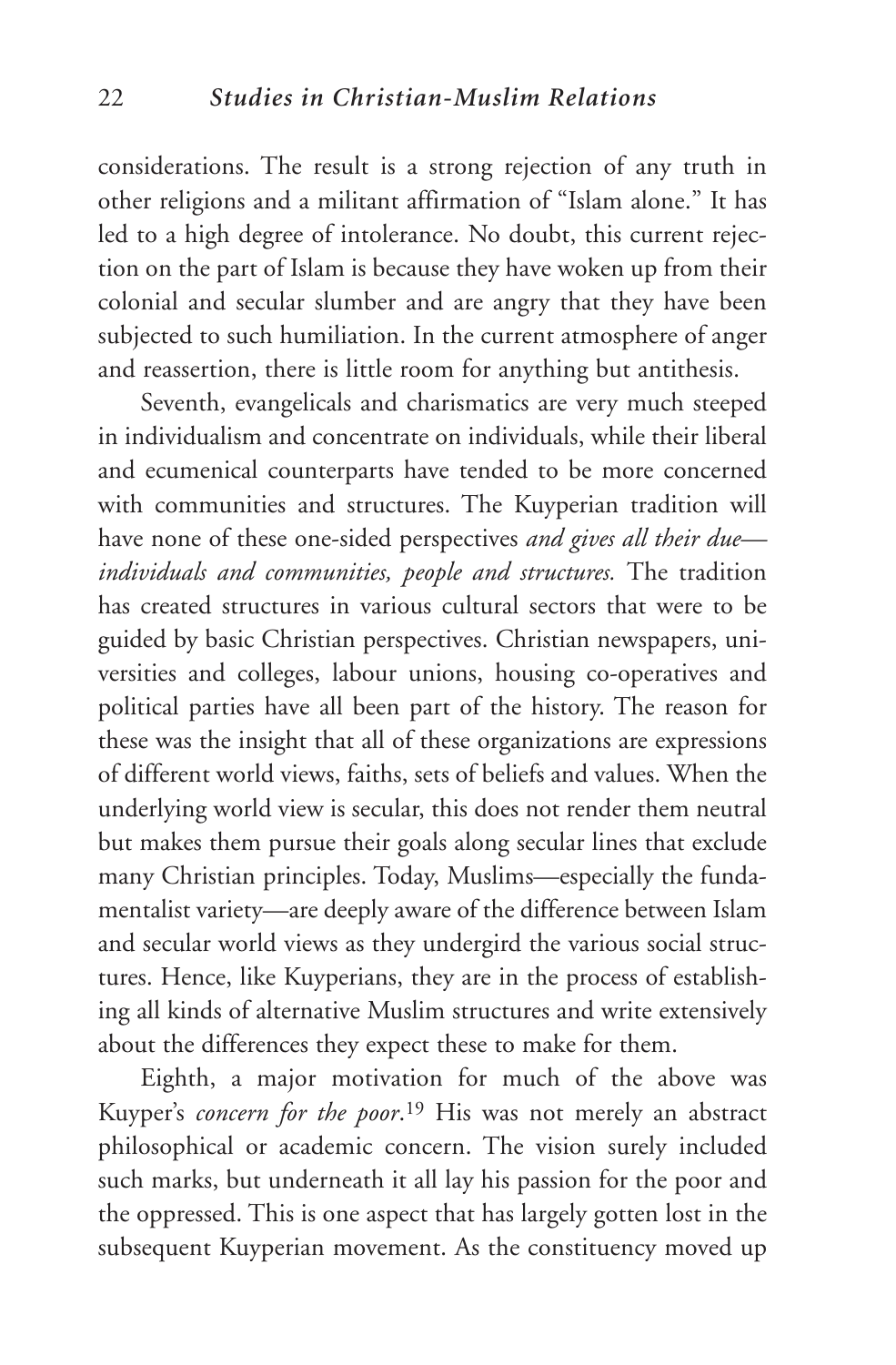considerations. The result is a strong rejection of any truth in other religions and a militant affirmation of "Islam alone." It has led to a high degree of intolerance. No doubt, this current rejection on the part of Islam is because they have woken up from their colonial and secular slumber and are angry that they have been subjected to such humiliation. In the current atmosphere of anger and reassertion, there is little room for anything but antithesis.

Seventh, evangelicals and charismatics are very much steeped in individualism and concentrate on individuals, while their liberal and ecumenical counterparts have tended to be more concerned with communities and structures. The Kuyperian tradition will have none of these one-sided perspectives *and gives all their due—individuals and communities, people and structures.* The tradition has created structures in various cultural sectors that were to be guided by basic Christian perspectives. Christian newspapers, universities and colleges, labour unions, housing co-operatives and political parties have all been part of the history. The reason for these was the insight that all of these organizations are expressions of different world views, faiths, sets of beliefs and values. When the underlying world view is secular, this does not render them neutral but makes them pursue their goals along secular lines that exclude many Christian principles. Today, Muslims—especially the fundamentalist variety—are deeply aware of the difference between Islam and secular world views as they undergird the various social structures. Hence, like Kuyperians, they are in the process of establishing all kinds of alternative Muslim structures and write extensively about the differences they expect these to make for them.

Eighth, a major motivation for much of the above was Kuyper's *concern for the poor*.[19] His was not merely an abstract philosophical or academic concern. The vision surely included such marks, but underneath it all lay his passion for the poor and the oppressed. This is one aspect that has largely gotten lost in the subsequent Kuyperian movement. As the constituency moved up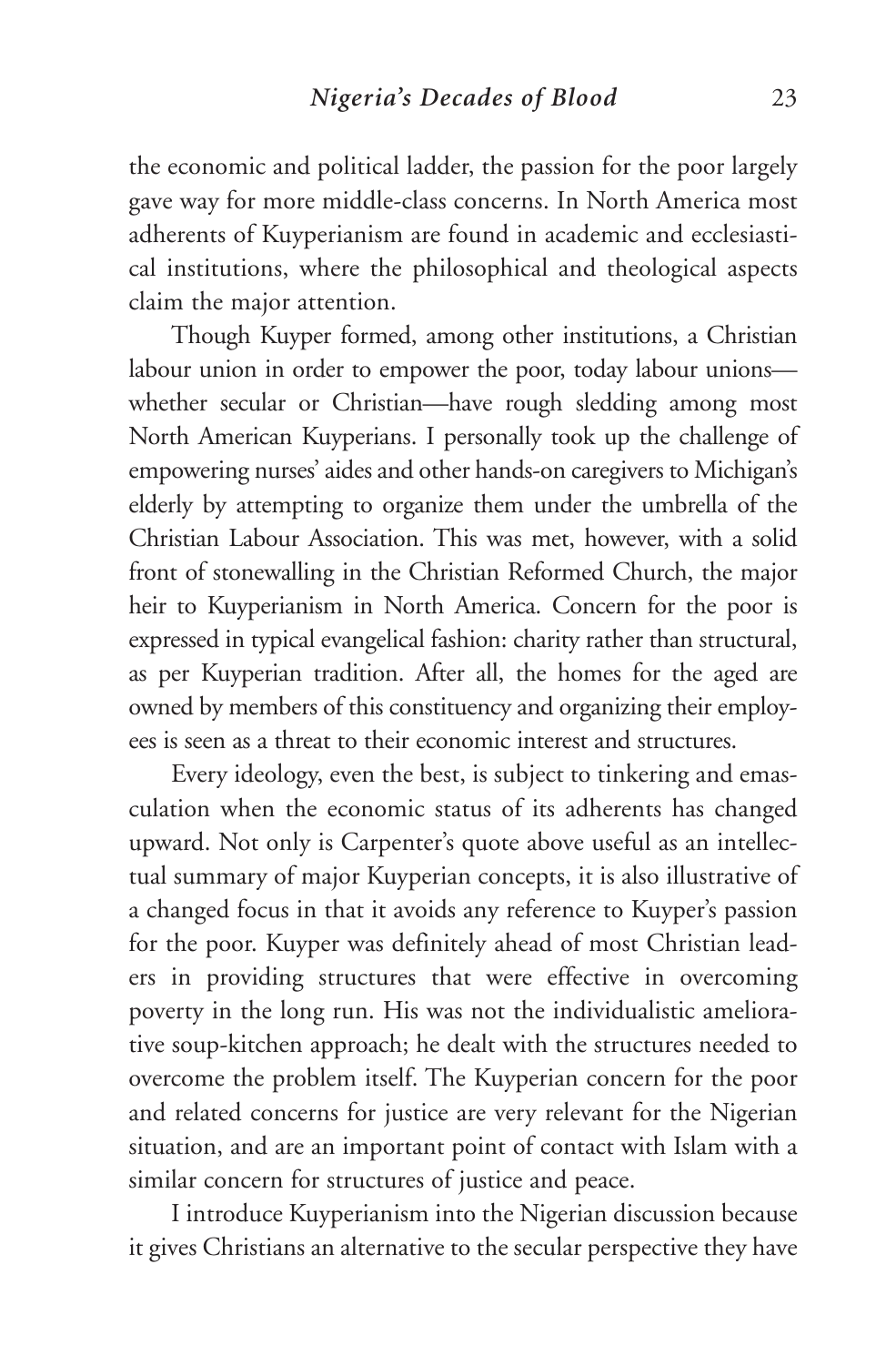the economic and political ladder, the passion for the poor largely gave way for more middle-class concerns. In North America most adherents of Kuyperianism are found in academic and ecclesiastical institutions, where the philosophical and theological aspects claim the major attention.

Though Kuyper formed, among other institutions, a Christian labour union in order to empower the poor, today labour unions—whether secular or Christian—have rough sledding among most North American Kuyperians. I personally took up the challenge of empowering nurses' aides and other hands-on caregivers to Michigan's elderly by attempting to organize them under the umbrella of the Christian Labour Association. This was met, however, with a solid front of stonewalling in the Christian Reformed Church, the major heir to Kuyperianism in North America. Concern for the poor is expressed in typical evangelical fashion: charity rather than structural, as per Kuyperian tradition. After all, the homes for the aged are owned by members of this constituency and organizing their employees is seen as a threat to their economic interest and structures.

Every ideology, even the best, is subject to tinkering and emasculation when the economic status of its adherents has changed upward. Not only is Carpenter's quote above useful as an intellectual summary of major Kuyperian concepts, it is also illustrative of a changed focus in that it avoids any reference to Kuyper's passion for the poor. Kuyper was definitely ahead of most Christian leaders in providing structures that were effective in overcoming poverty in the long run. His was not the individualistic ameliorative soup-kitchen approach; he dealt with the structures needed to overcome the problem itself. The Kuyperian concern for the poor and related concerns for justice are very relevant for the Nigerian situation, and are an important point of contact with Islam with a similar concern for structures of justice and peace.

I introduce Kuyperianism into the Nigerian discussion because it gives Christians an alternative to the secular perspective they have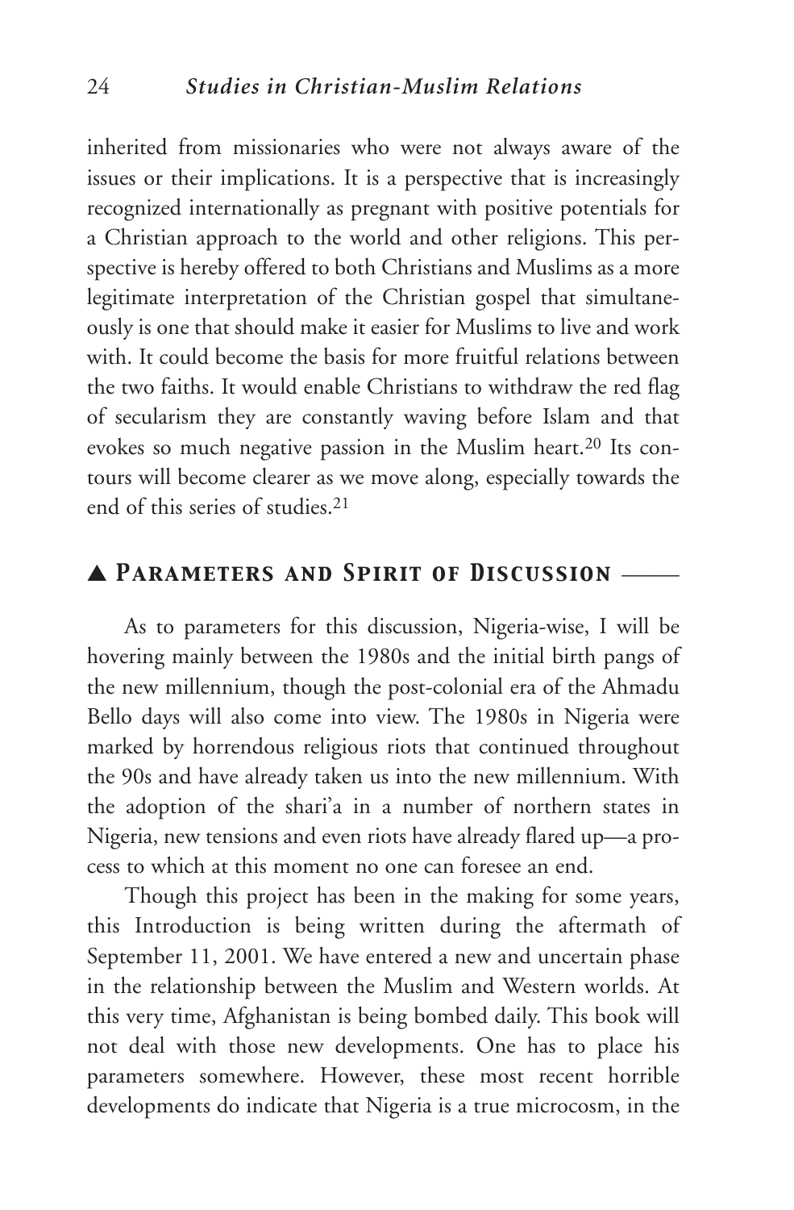inherited from missionaries who were not always aware of the issues or their implications. It is a perspective that is increasingly recognized internationally as pregnant with positive potentials for a Christian approach to the world and other religions. This perspective is hereby offered to both Christians and Muslims as a more legitimate interpretation of the Christian gospel that simultaneously is one that should make it easier for Muslims to live and work with. It could become the basis for more fruitful relations between the two faiths. It would enable Christians to withdraw the red flag of secularism they are constantly waving before Islam and that evokes so much negative passion in the Muslim heart.[20] Its contours will become clearer as we move along, especially towards the end of this series of studies.[21]

## ▲ *Parameters and Spirit of Discussion*

As to parameters for this discussion, Nigeria-wise, I will be hovering mainly between the 1980s and the initial birth pangs of the new millennium, though the post-colonial era of the Ahmadu Bello days will also come into view. The 1980s in Nigeria were marked by horrendous religious riots that continued throughout the 90s and have already taken us into the new millennium. With the adoption of the shari'a in a number of northern states in Nigeria, new tensions and even riots have already flared up—a process to which at this moment no one can foresee an end.

Though this project has been in the making for some years, this Introduction is being written during the aftermath of September 11, 2001. We have entered a new and uncertain phase in the relationship between the Muslim and Western worlds. At this very time, Afghanistan is being bombed daily. This book will not deal with those new developments. One has to place his parameters somewhere. However, these most recent horrible developments do indicate that Nigeria is a true microcosm, in the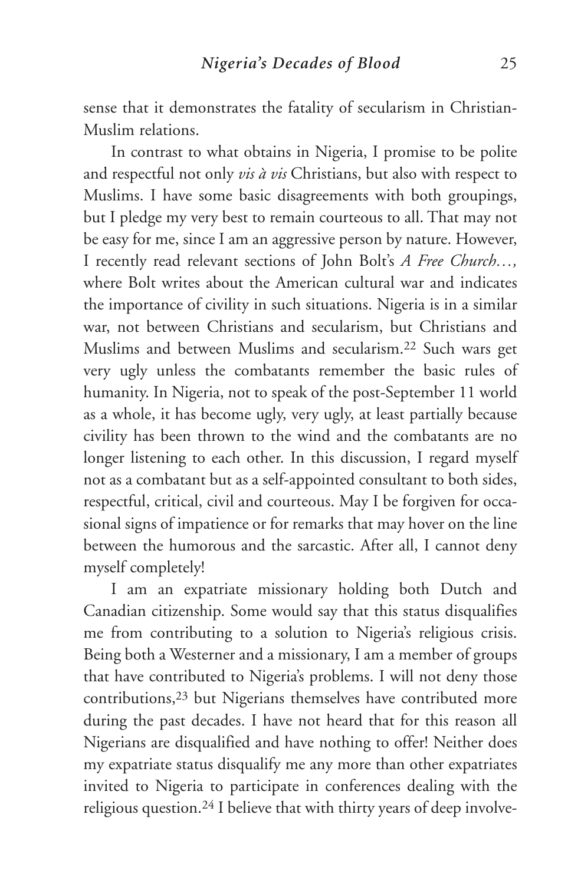sense that it demonstrates the fatality of secularism in Christian-Muslim relations.

In contrast to what obtains in Nigeria, I promise to be polite and respectful not only *vis à vis* Christians, but also with respect to Muslims. I have some basic disagreements with both groupings, but I pledge my very best to remain courteous to all. That may not be easy for me, since I am an aggressive person by nature. However, I recently read relevant sections of John Bolt's *A Free Church…,* where Bolt writes about the American cultural war and indicates the importance of civility in such situations. Nigeria is in a similar war, not between Christians and secularism, but Christians and Muslims and between Muslims and secularism.[22] Such wars get very ugly unless the combatants remember the basic rules of humanity. In Nigeria, not to speak of the post-September 11 world as a whole, it has become ugly, very ugly, at least partially because civility has been thrown to the wind and the combatants are no longer listening to each other. In this discussion, I regard myself not as a combatant but as a self-appointed consultant to both sides, respectful, critical, civil and courteous. May I be forgiven for occasional signs of impatience or for remarks that may hover on the line between the humorous and the sarcastic. After all, I cannot deny myself completely!

I am an expatriate missionary holding both Dutch and Canadian citizenship. Some would say that this status disqualifies me from contributing to a solution to Nigeria's religious crisis. Being both a Westerner and a missionary, I am a member of groups that have contributed to Nigeria's problems. I will not deny those contributions,[23] but Nigerians themselves have contributed more during the past decades. I have not heard that for this reason all Nigerians are disqualified and have nothing to offer! Neither does my expatriate status disqualify me any more than other expatriates invited to Nigeria to participate in conferences dealing with the religious question.[24] I believe that with thirty years of deep involve-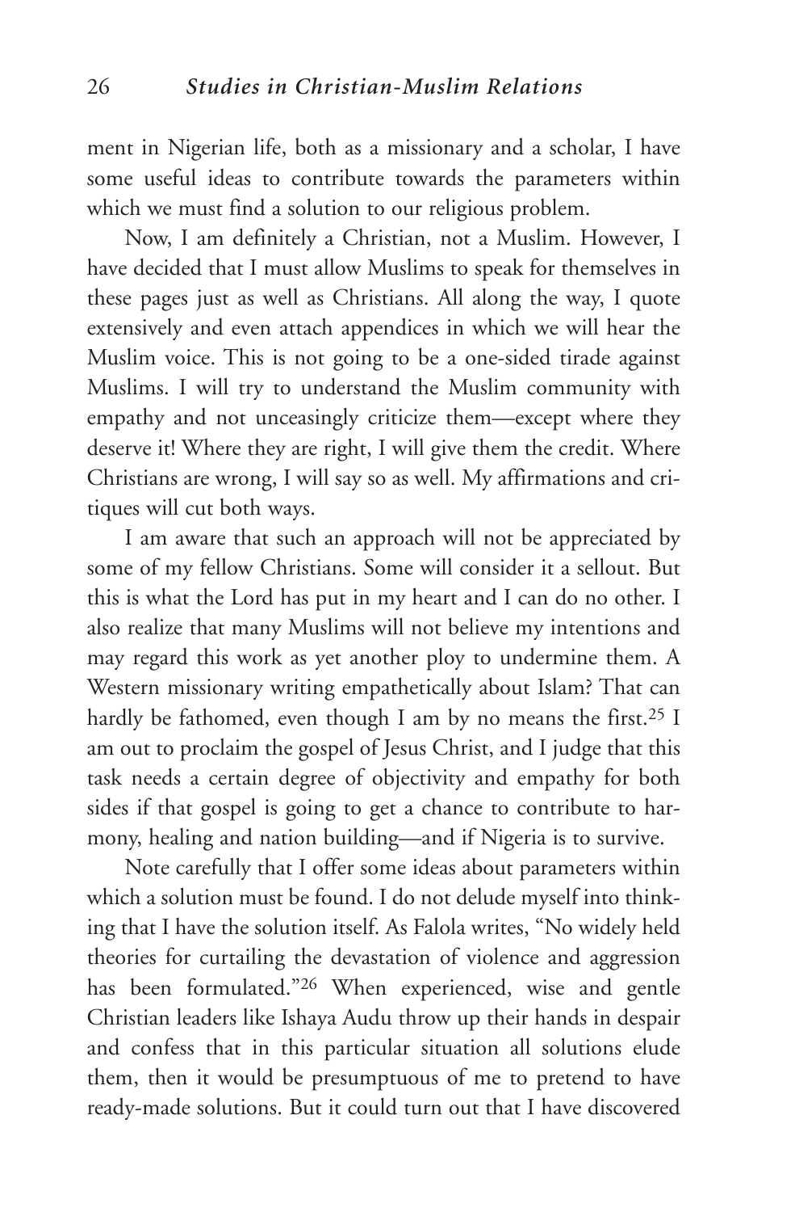ment in Nigerian life, both as a missionary and a scholar, I have some useful ideas to contribute towards the parameters within which we must find a solution to our religious problem.

Now, I am definitely a Christian, not a Muslim. However, I have decided that I must allow Muslims to speak for themselves in these pages just as well as Christians. All along the way, I quote extensively and even attach appendices in which we will hear the Muslim voice. This is not going to be a one-sided tirade against Muslims. I will try to understand the Muslim community with empathy and not unceasingly criticize them—except where they deserve it! Where they are right, I will give them the credit. Where Christians are wrong, I will say so as well. My affirmations and critiques will cut both ways.

I am aware that such an approach will not be appreciated by some of my fellow Christians. Some will consider it a sellout. But this is what the Lord has put in my heart and I can do no other. I also realize that many Muslims will not believe my intentions and may regard this work as yet another ploy to undermine them. A Western missionary writing empathetically about Islam? That can hardly be fathomed, even though I am by no means the first.[25] I am out to proclaim the gospel of Jesus Christ, and I judge that this task needs a certain degree of objectivity and empathy for both sides if that gospel is going to get a chance to contribute to harmony, healing and nation building—and if Nigeria is to survive.

Note carefully that I offer some ideas about parameters within which a solution must be found. I do not delude myself into thinking that I have the solution itself. As Falola writes, "No widely held theories for curtailing the devastation of violence and aggression has been formulated."[26] When experienced, wise and gentle Christian leaders like Ishaya Audu throw up their hands in despair and confess that in this particular situation all solutions elude them, then it would be presumptuous of me to pretend to have ready-made solutions. But it could turn out that I have discovered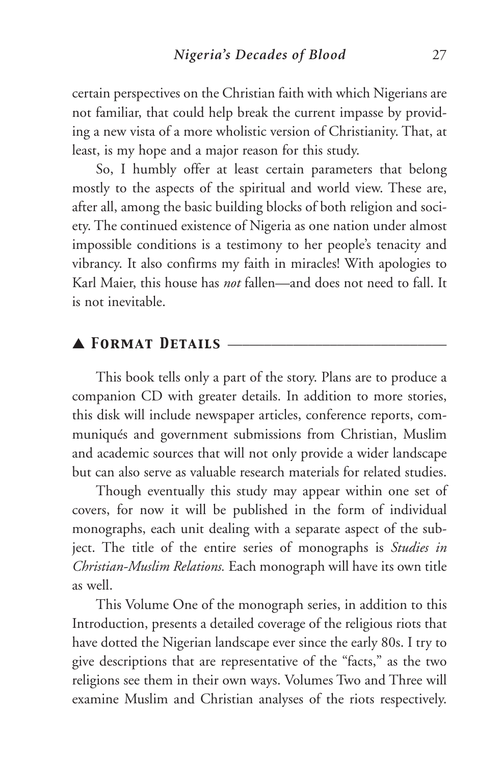certain perspectives on the Christian faith with which Nigerians are not familiar, that could help break the current impasse by providing a new vista of a more wholistic version of Christianity. That, at least, is my hope and a major reason for this study.

So, I humbly offer at least certain parameters that belong mostly to the aspects of the spiritual and world view. These are, after all, among the basic building blocks of both religion and society. The continued existence of Nigeria as one nation under almost impossible conditions is a testimony to her people's tenacity and vibrancy. It also confirms my faith in miracles! With apologies to Karl Maier, this house has *not* fallen—and does not need to fall. It is not inevitable.

## ▲ Format Details

This book tells only a part of the story. Plans are to produce a companion CD with greater details. In addition to more stories, this disk will include newspaper articles, conference reports, communiqués and government submissions from Christian, Muslim and academic sources that will not only provide a wider landscape but can also serve as valuable research materials for related studies.

Though eventually this study may appear within one set of covers, for now it will be published in the form of individual monographs, each unit dealing with a separate aspect of the subject. The title of the entire series of monographs is *Studies in Christian-Muslim Relations.* Each monograph will have its own title as well.

This Volume One of the monograph series, in addition to this Introduction, presents a detailed coverage of the religious riots that have dotted the Nigerian landscape ever since the early 80s. I try to give descriptions that are representative of the "facts," as the two religions see them in their own ways. Volumes Two and Three will examine Muslim and Christian analyses of the riots respectively.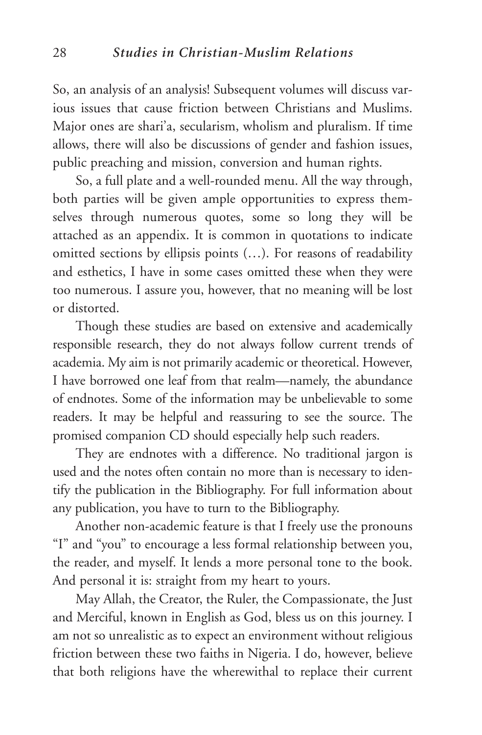So, an analysis of an analysis! Subsequent volumes will discuss various issues that cause friction between Christians and Muslims. Major ones are shari'a, secularism, wholism and pluralism. If time allows, there will also be discussions of gender and fashion issues, public preaching and mission, conversion and human rights.

So, a full plate and a well-rounded menu. All the way through, both parties will be given ample opportunities to express themselves through numerous quotes, some so long they will be attached as an appendix. It is common in quotations to indicate omitted sections by ellipsis points (…). For reasons of readability and esthetics, I have in some cases omitted these when they were too numerous. I assure you, however, that no meaning will be lost or distorted.

Though these studies are based on extensive and academically responsible research, they do not always follow current trends of academia. My aim is not primarily academic or theoretical. However, I have borrowed one leaf from that realm—namely, the abundance of endnotes. Some of the information may be unbelievable to some readers. It may be helpful and reassuring to see the source. The promised companion CD should especially help such readers.

They are endnotes with a difference. No traditional jargon is used and the notes often contain no more than is necessary to identify the publication in the Bibliography. For full information about any publication, you have to turn to the Bibliography.

Another non-academic feature is that I freely use the pronouns "I" and "you" to encourage a less formal relationship between you, the reader, and myself. It lends a more personal tone to the book. And personal it is: straight from my heart to yours.

May Allah, the Creator, the Ruler, the Compassionate, the Just and Merciful, known in English as God, bless us on this journey. I am not so unrealistic as to expect an environment without religious friction between these two faiths in Nigeria. I do, however, believe that both religions have the wherewithal to replace their current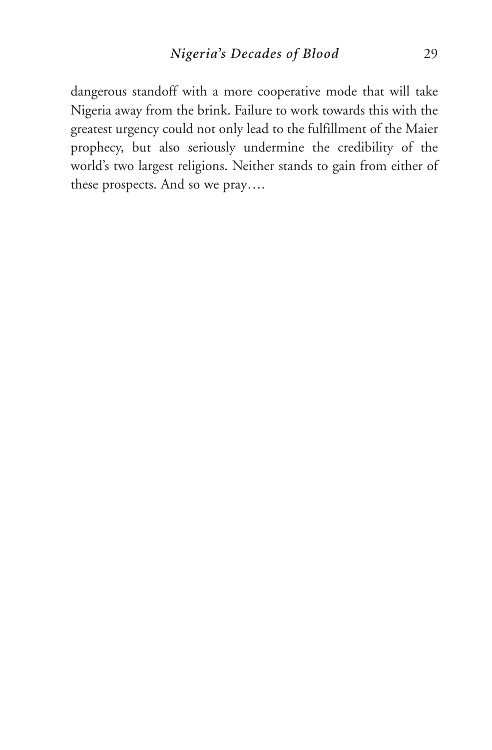dangerous standoff with a more cooperative mode that will take Nigeria away from the brink. Failure to work towards this with the greatest urgency could not only lead to the fulfillment of the Maier prophecy, but also seriously undermine the credibility of the world's two largest religions. Neither stands to gain from either of these prospects. And so we pray….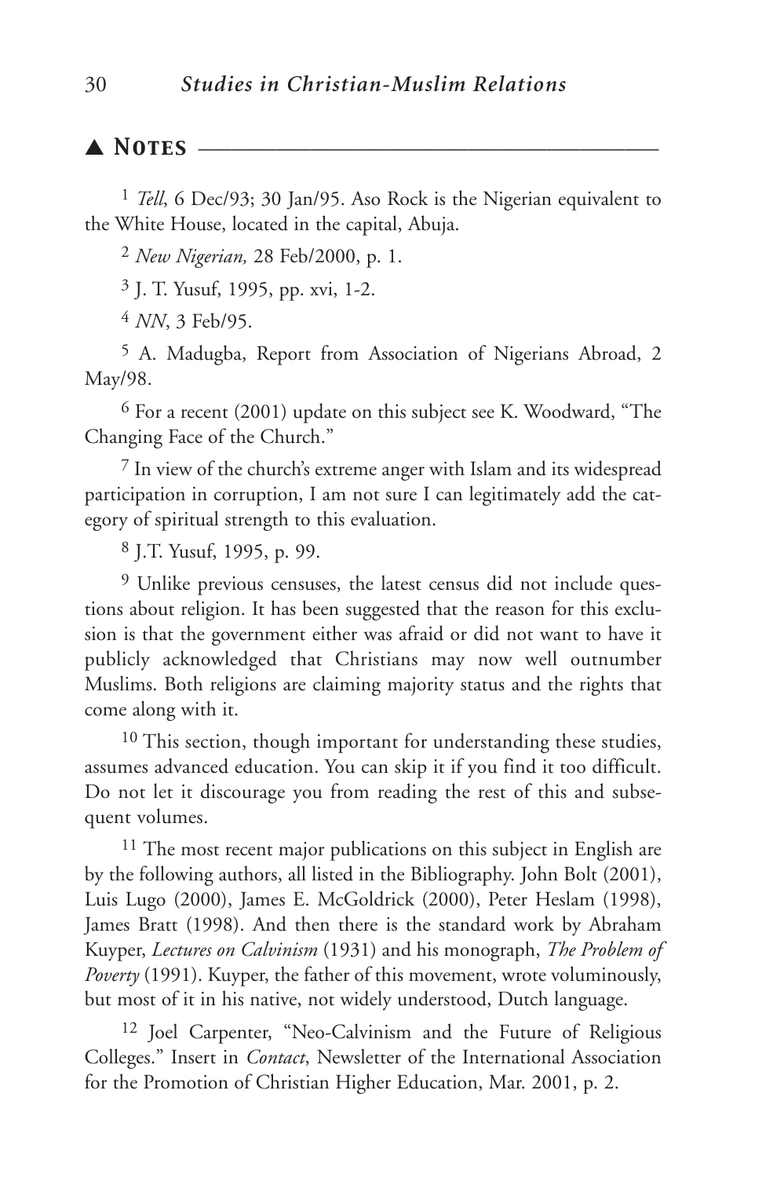## ▲ Notes

[1] *Tell*, 6 Dec/93; 30 Jan/95. Aso Rock is the Nigerian equivalent to the White House, located in the capital, Abuja.

[2] *New Nigerian,* 28 Feb/2000, p. 1.

[3] J. T. Yusuf, 1995, pp. xvi, 1-2.

[4] *NN*, 3 Feb/95.

[5] A. Madugba, Report from Association of Nigerians Abroad, 2 May/98.

[6] For a recent (2001) update on this subject see K. Woodward, "The Changing Face of the Church."

[7] In view of the church's extreme anger with Islam and its widespread participation in corruption, I am not sure I can legitimately add the category of spiritual strength to this evaluation.

[8] J.T. Yusuf, 1995, p. 99.

[9] Unlike previous censuses, the latest census did not include questions about religion. It has been suggested that the reason for this exclusion is that the government either was afraid or did not want to have it publicly acknowledged that Christians may now well outnumber Muslims. Both religions are claiming majority status and the rights that come along with it.

[10] This section, though important for understanding these studies, assumes advanced education. You can skip it if you find it too difficult. Do not let it discourage you from reading the rest of this and subsequent volumes.

[11] The most recent major publications on this subject in English are by the following authors, all listed in the Bibliography. John Bolt (2001), Luis Lugo (2000), James E. McGoldrick (2000), Peter Heslam (1998), James Bratt (1998). And then there is the standard work by Abraham Kuyper, *Lectures on Calvinism* (1931) and his monograph, *The Problem of Poverty* (1991). Kuyper, the father of this movement, wrote voluminously, but most of it in his native, not widely understood, Dutch language.

[12] Joel Carpenter, "Neo-Calvinism and the Future of Religious Colleges." Insert in *Contact*, Newsletter of the International Association for the Promotion of Christian Higher Education, Mar. 2001, p. 2.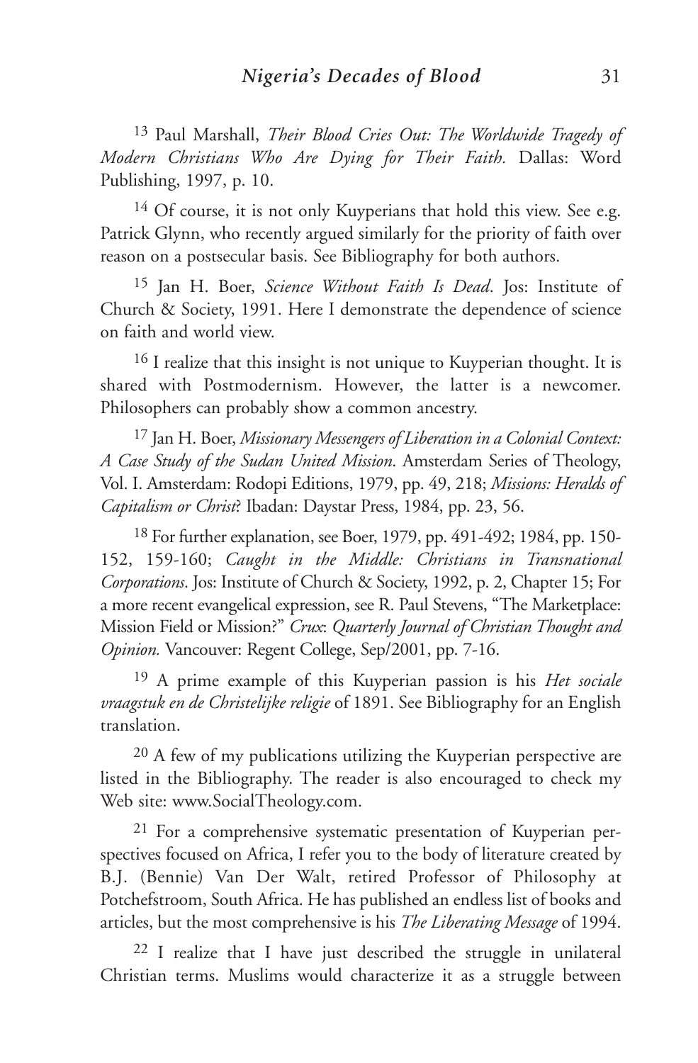[13] Paul Marshall, *Their Blood Cries Out: The Worldwide Tragedy of Modern Christians Who Are Dying for Their Faith.* Dallas: Word Publishing, 1997, p. 10.

[14] Of course, it is not only Kuyperians that hold this view. See e.g. Patrick Glynn, who recently argued similarly for the priority of faith over reason on a postsecular basis. See Bibliography for both authors.

[15] Jan H. Boer, *Science Without Faith Is Dead*. Jos: Institute of Church & Society, 1991. Here I demonstrate the dependence of science on faith and world view.

[16] I realize that this insight is not unique to Kuyperian thought. It is shared with Postmodernism. However, the latter is a newcomer. Philosophers can probably show a common ancestry.

[17] Jan H. Boer, *Missionary Messengers of Liberation in a Colonial Context: A Case Study of the Sudan United Mission*. Amsterdam Series of Theology, Vol. I. Amsterdam: Rodopi Editions, 1979, pp. 49, 218; *Missions: Heralds of Capitalism or Christ*? Ibadan: Daystar Press, 1984, pp. 23, 56.

[18] For further explanation, see Boer, 1979, pp. 491-492; 1984, pp. 150-152, 159-160; *Caught in the Middle: Christians in Transnational Corporations*. Jos: Institute of Church & Society, 1992, p. 2, Chapter 15; For a more recent evangelical expression, see R. Paul Stevens, "The Marketplace: Mission Field or Mission?" *Crux*: *Quarterly Journal of Christian Thought and Opinion.* Vancouver: Regent College, Sep/2001, pp. 7-16.

[19] A prime example of this Kuyperian passion is his *Het sociale vraagstuk en de Christelijke religie* of 1891. See Bibliography for an English translation.

[20] A few of my publications utilizing the Kuyperian perspective are listed in the Bibliography. The reader is also encouraged to check my Web site: www.SocialTheology.com.

[21] For a comprehensive systematic presentation of Kuyperian perspectives focused on Africa, I refer you to the body of literature created by B.J. (Bennie) Van Der Walt, retired Professor of Philosophy at Potchefstroom, South Africa. He has published an endless list of books and articles, but the most comprehensive is his *The Liberating Message* of 1994.

[22] I realize that I have just described the struggle in unilateral Christian terms. Muslims would characterize it as a struggle between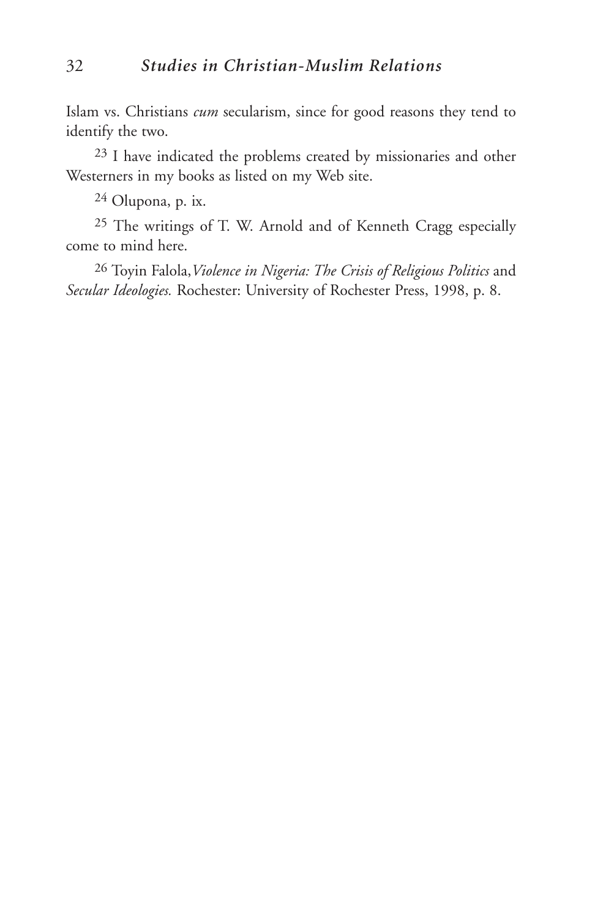Islam vs. Christians *cum* secularism, since for good reasons they tend to identify the two.

[23] I have indicated the problems created by missionaries and other Westerners in my books as listed on my Web site.

[24] Olupona, p. ix.

[25] The writings of T. W. Arnold and of Kenneth Cragg especially come to mind here.

[26] Toyin Falola, *Violence in Nigeria: The Crisis of Religious Politics* and *Secular Ideologies.* Rochester: University of Rochester Press, 1998, p. 8.